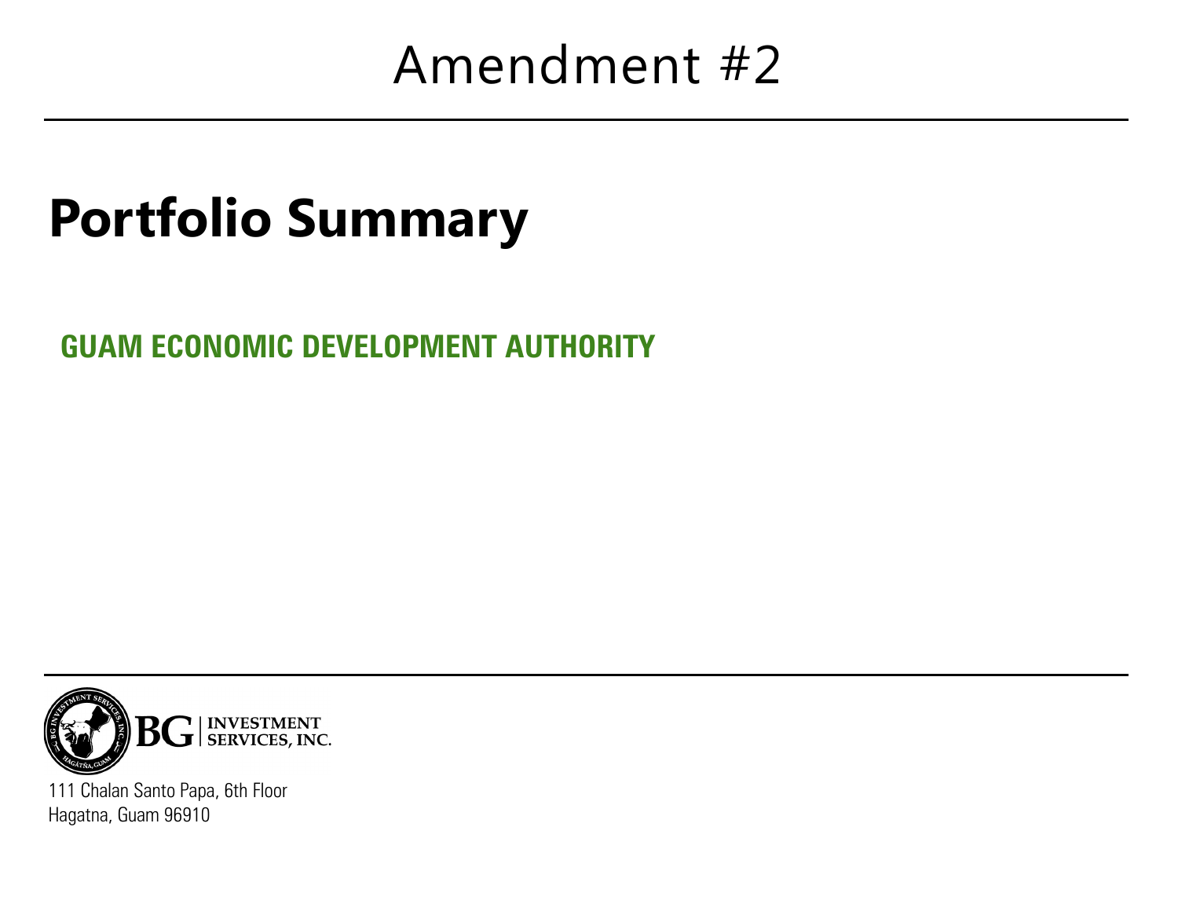# Amendment #2

## Portfolio Summary

**GUAM ECONOMIC DEVELOPMENT AUTHORITY**

BG | INVESTMENT SERVICES, INC.

111 Chalan Santo Papa, 6th Floor
Hagatna, Guam 96910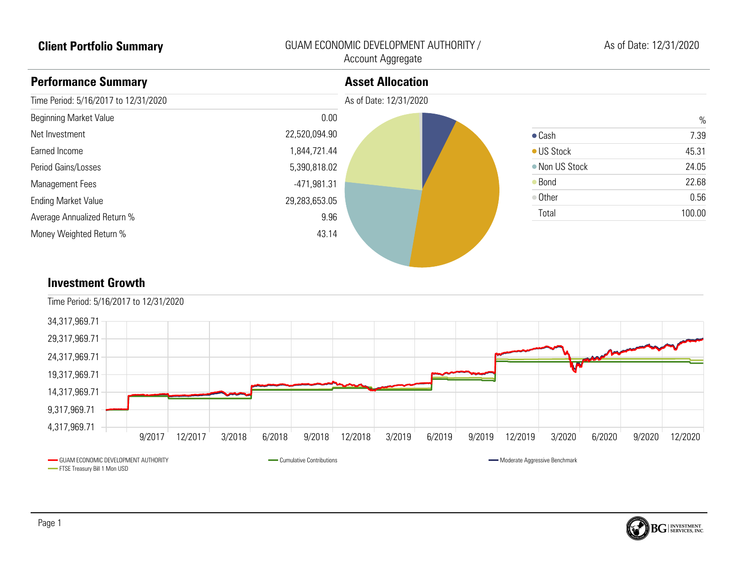# Client Portfolio Summary

GUAM ECONOMIC DEVELOPMENT AUTHORITY / Account Aggregate

As of Date: 12/31/2020

## Performance Summary

| Time Period: 5/16/2017 to 12/31/2020 | |
|---|---|
| Beginning Market Value | 0.00 |
| Net Investment | 22,520,094.90 |
| Earned Income | 1,844,721.44 |
| Period Gains/Losses | 5,390,818.02 |
| Management Fees | -471,981.31 |
| Ending Market Value | 29,283,653.05 |
| Average Annualized Return % | 9.96 |
| Money Weighted Return % | 43.14 |

## Asset Allocation

As of Date: 12/31/2020

| | % |
|---|---|
| Cash | 7.39 |
| US Stock | 45.31 |
| Non US Stock | 24.05 |
| Bond | 22.68 |
| Other | 0.56 |
| Total | 100.00 |

## Investment Growth

Time Period: 5/16/2017 to 12/31/2020

Y-axis: 4,317,969.71; 9,317,969.71; 14,317,969.71; 19,317,969.71; 24,317,969.71; 29,317,969.71; 34,317,969.71

X-axis: 9/2017; 12/2017; 3/2018; 6/2018; 9/2018; 12/2018; 3/2019; 6/2019; 9/2019; 12/2019; 3/2020; 6/2020; 9/2020; 12/2020

Legend: GUAM ECONOMIC DEVELOPMENT AUTHORITY; Cumulative Contributions; Moderate Aggressive Benchmark; FTSE Treasury Bill 1 Mon USD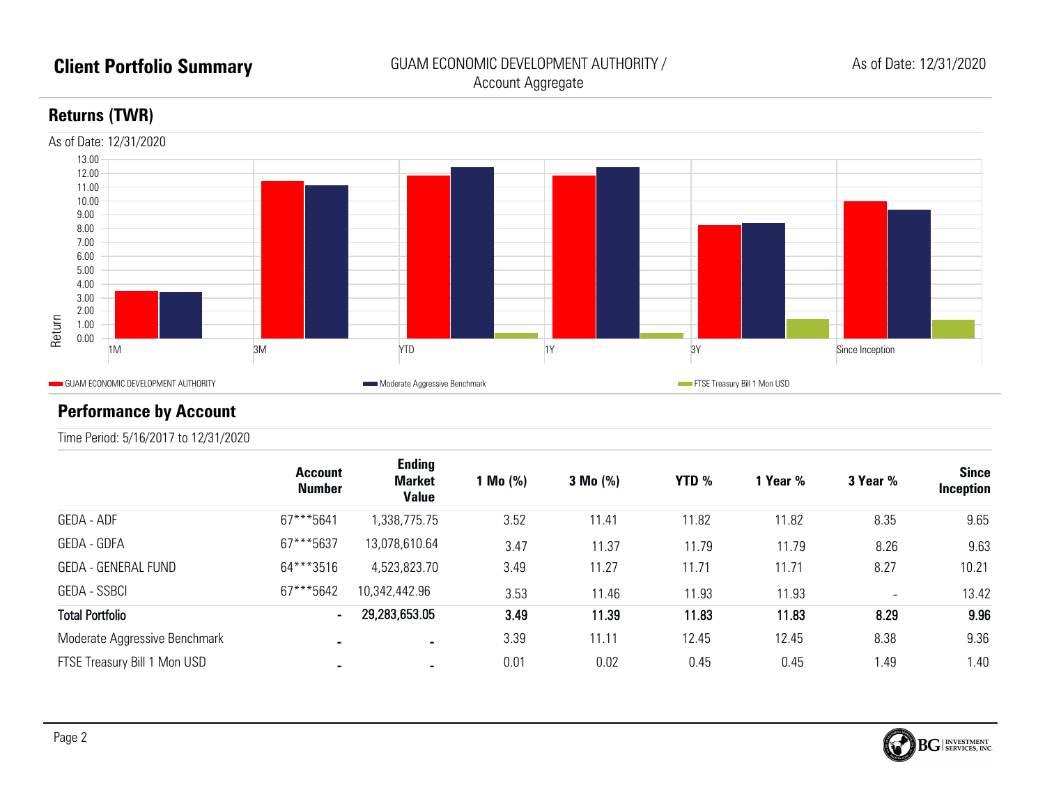# Client Portfolio Summary

GUAM ECONOMIC DEVELOPMENT AUTHORITY / Account Aggregate

As of Date: 12/31/2020

## Returns (TWR)

As of Date: 12/31/2020

Legend: GUAM ECONOMIC DEVELOPMENT AUTHORITY | Moderate Aggressive Benchmark | FTSE Treasury Bill 1 Mon USD

## Performance by Account

Time Period: 5/16/2017 to 12/31/2020

| | Account Number | Ending Market Value | 1 Mo (%) | 3 Mo (%) | YTD % | 1 Year % | 3 Year % | Since Inception |
|---|---|---|---|---|---|---|---|---|
| GEDA - ADF | 67***5641 | 1,338,775.75 | 3.52 | 11.41 | 11.82 | 11.82 | 8.35 | 9.65 |
| GEDA - GDFA | 67***5637 | 13,078,610.64 | 3.47 | 11.37 | 11.79 | 11.79 | 8.26 | 9.63 |
| GEDA - GENERAL FUND | 64***3516 | 4,523,823.70 | 3.49 | 11.27 | 11.71 | 11.71 | 8.27 | 10.21 |
| GEDA - SSBCI | 67***5642 | 10,342,442.96 | 3.53 | 11.46 | 11.93 | 11.93 | - | 13.42 |
| **Total Portfolio** | **-** | **29,283,653.05** | **3.49** | **11.39** | **11.83** | **11.83** | **8.29** | **9.96** |
| Moderate Aggressive Benchmark | - | - | 3.39 | 11.11 | 12.45 | 12.45 | 8.38 | 9.36 |
| FTSE Treasury Bill 1 Mon USD | - | - | 0.01 | 0.02 | 0.45 | 0.45 | 1.49 | 1.40 |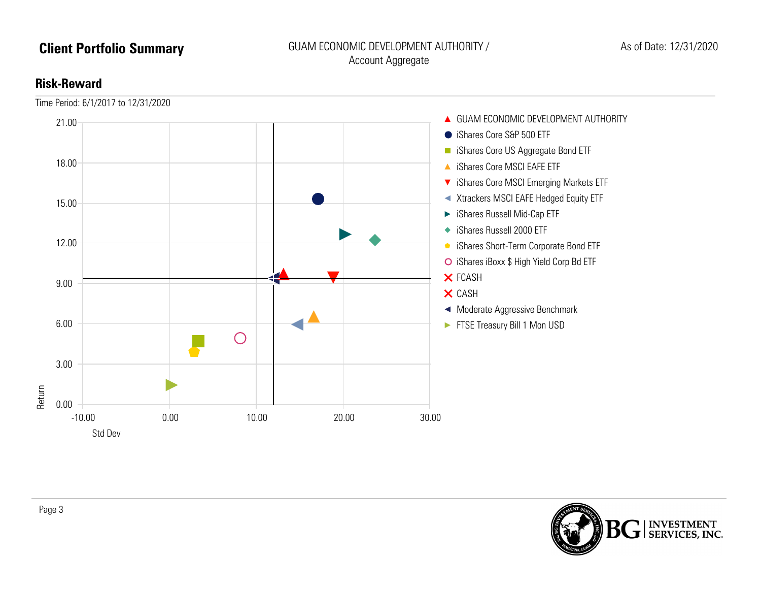# Client Portfolio Summary

GUAM ECONOMIC DEVELOPMENT AUTHORITY / Account Aggregate

As of Date: 12/31/2020

## Risk-Reward

Time Period: 6/1/2017 to 12/31/2020

Return

21.00
18.00
15.00
12.00
9.00
6.00
3.00
0.00

-10.00 0.00 10.00 20.00 30.00

Std Dev

- GUAM ECONOMIC DEVELOPMENT AUTHORITY
- iShares Core S&P 500 ETF
- iShares Core US Aggregate Bond ETF
- iShares Core MSCI EAFE ETF
- iShares Core MSCI Emerging Markets ETF
- Xtrackers MSCI EAFE Hedged Equity ETF
- iShares Russell Mid-Cap ETF
- iShares Russell 2000 ETF
- iShares Short-Term Corporate Bond ETF
- iShares iBoxx $ High Yield Corp Bd ETF
- FCASH
- CASH
- Moderate Aggressive Benchmark
- FTSE Treasury Bill 1 Mon USD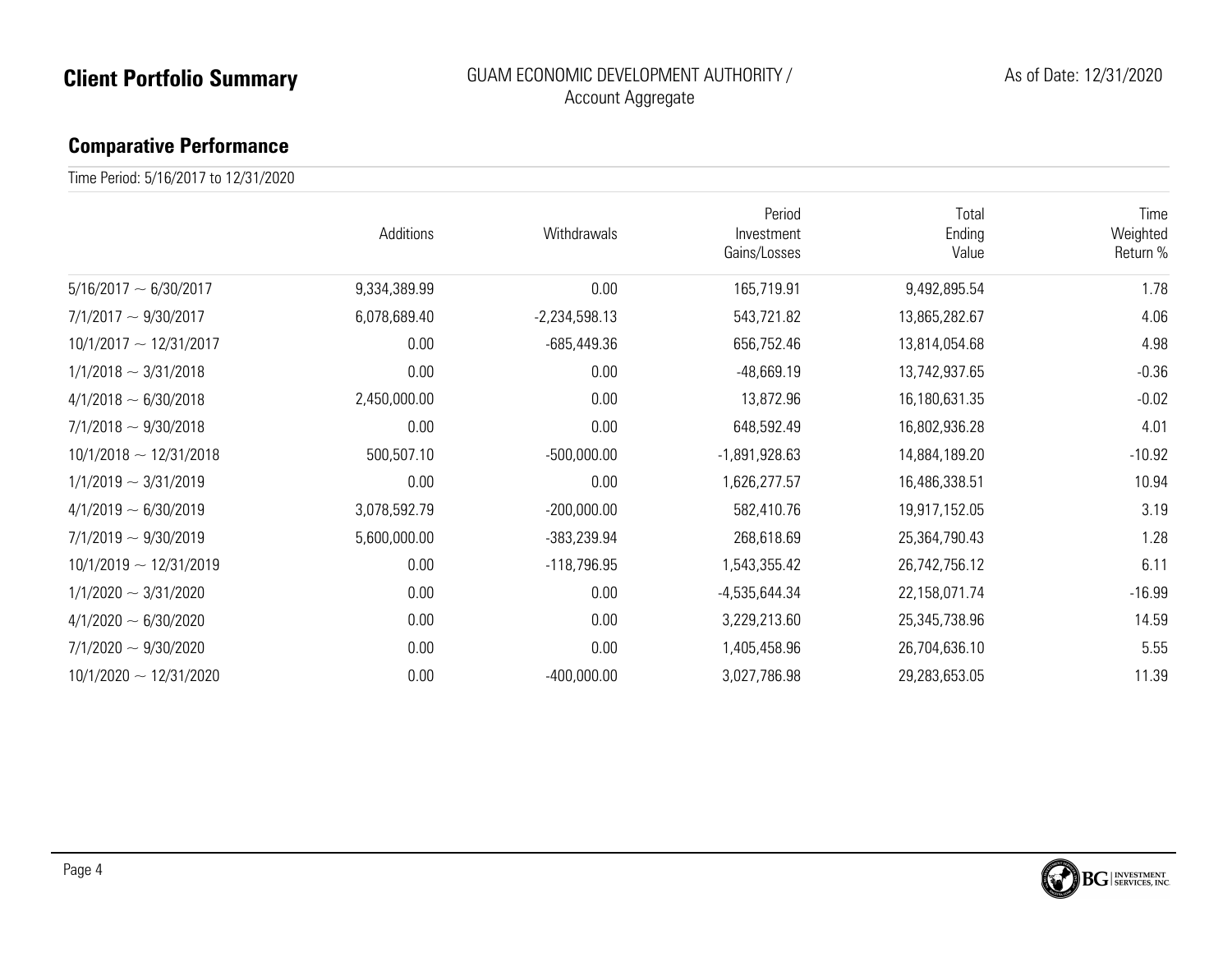# Client Portfolio Summary

GUAM ECONOMIC DEVELOPMENT AUTHORITY / Account Aggregate

As of Date: 12/31/2020

## Comparative Performance

Time Period: 5/16/2017 to 12/31/2020

| | Additions | Withdrawals | Period Investment Gains/Losses | Total Ending Value | Time Weighted Return % |
|---|---|---|---|---|---|
| 5/16/2017 ~ 6/30/2017 | 9,334,389.99 | 0.00 | 165,719.91 | 9,492,895.54 | 1.78 |
| 7/1/2017 ~ 9/30/2017 | 6,078,689.40 | -2,234,598.13 | 543,721.82 | 13,865,282.67 | 4.06 |
| 10/1/2017 ~ 12/31/2017 | 0.00 | -685,449.36 | 656,752.46 | 13,814,054.68 | 4.98 |
| 1/1/2018 ~ 3/31/2018 | 0.00 | 0.00 | -48,669.19 | 13,742,937.65 | -0.36 |
| 4/1/2018 ~ 6/30/2018 | 2,450,000.00 | 0.00 | 13,872.96 | 16,180,631.35 | -0.02 |
| 7/1/2018 ~ 9/30/2018 | 0.00 | 0.00 | 648,592.49 | 16,802,936.28 | 4.01 |
| 10/1/2018 ~ 12/31/2018 | 500,507.10 | -500,000.00 | -1,891,928.63 | 14,884,189.20 | -10.92 |
| 1/1/2019 ~ 3/31/2019 | 0.00 | 0.00 | 1,626,277.57 | 16,486,338.51 | 10.94 |
| 4/1/2019 ~ 6/30/2019 | 3,078,592.79 | -200,000.00 | 582,410.76 | 19,917,152.05 | 3.19 |
| 7/1/2019 ~ 9/30/2019 | 5,600,000.00 | -383,239.94 | 268,618.69 | 25,364,790.43 | 1.28 |
| 10/1/2019 ~ 12/31/2019 | 0.00 | -118,796.95 | 1,543,355.42 | 26,742,756.12 | 6.11 |
| 1/1/2020 ~ 3/31/2020 | 0.00 | 0.00 | -4,535,644.34 | 22,158,071.74 | -16.99 |
| 4/1/2020 ~ 6/30/2020 | 0.00 | 0.00 | 3,229,213.60 | 25,345,738.96 | 14.59 |
| 7/1/2020 ~ 9/30/2020 | 0.00 | 0.00 | 1,405,458.96 | 26,704,636.10 | 5.55 |
| 10/1/2020 ~ 12/31/2020 | 0.00 | -400,000.00 | 3,027,786.98 | 29,283,653.05 | 11.39 |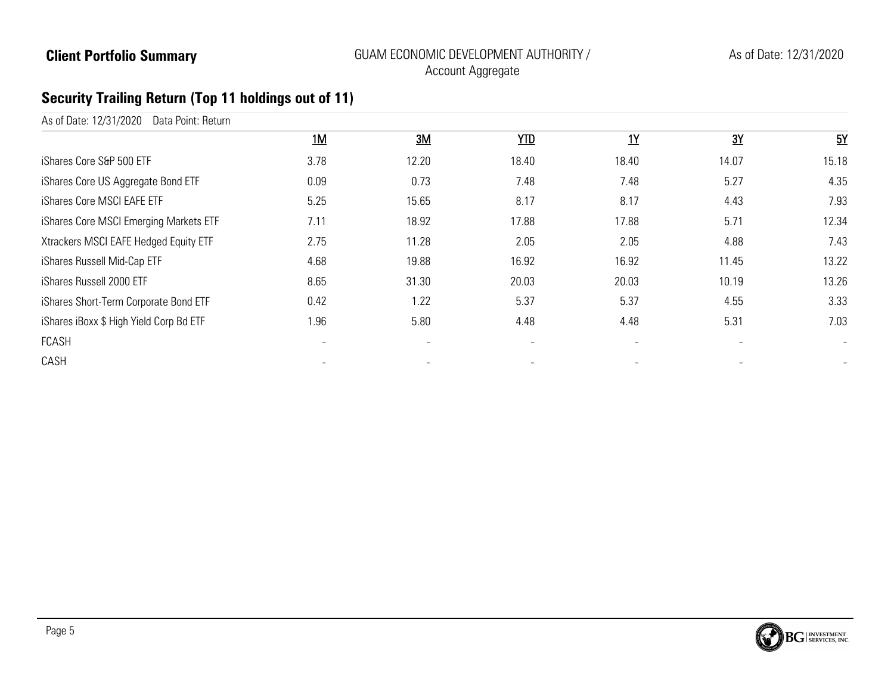**Client Portfolio Summary**

GUAM ECONOMIC DEVELOPMENT AUTHORITY / Account Aggregate

As of Date: 12/31/2020

## Security Trailing Return (Top 11 holdings out of 11)

As of Date: 12/31/2020 Data Point: Return

| | 1M | 3M | YTD | 1Y | 3Y | 5Y |
|---|---|---|---|---|---|---|
| iShares Core S&P 500 ETF | 3.78 | 12.20 | 18.40 | 18.40 | 14.07 | 15.18 |
| iShares Core US Aggregate Bond ETF | 0.09 | 0.73 | 7.48 | 7.48 | 5.27 | 4.35 |
| iShares Core MSCI EAFE ETF | 5.25 | 15.65 | 8.17 | 8.17 | 4.43 | 7.93 |
| iShares Core MSCI Emerging Markets ETF | 7.11 | 18.92 | 17.88 | 17.88 | 5.71 | 12.34 |
| Xtrackers MSCI EAFE Hedged Equity ETF | 2.75 | 11.28 | 2.05 | 2.05 | 4.88 | 7.43 |
| iShares Russell Mid-Cap ETF | 4.68 | 19.88 | 16.92 | 16.92 | 11.45 | 13.22 |
| iShares Russell 2000 ETF | 8.65 | 31.30 | 20.03 | 20.03 | 10.19 | 13.26 |
| iShares Short-Term Corporate Bond ETF | 0.42 | 1.22 | 5.37 | 5.37 | 4.55 | 3.33 |
| iShares iBoxx $ High Yield Corp Bd ETF | 1.96 | 5.80 | 4.48 | 4.48 | 5.31 | 7.03 |
| FCASH | - | - | - | - | - | - |
| CASH | - | - | - | - | - | - |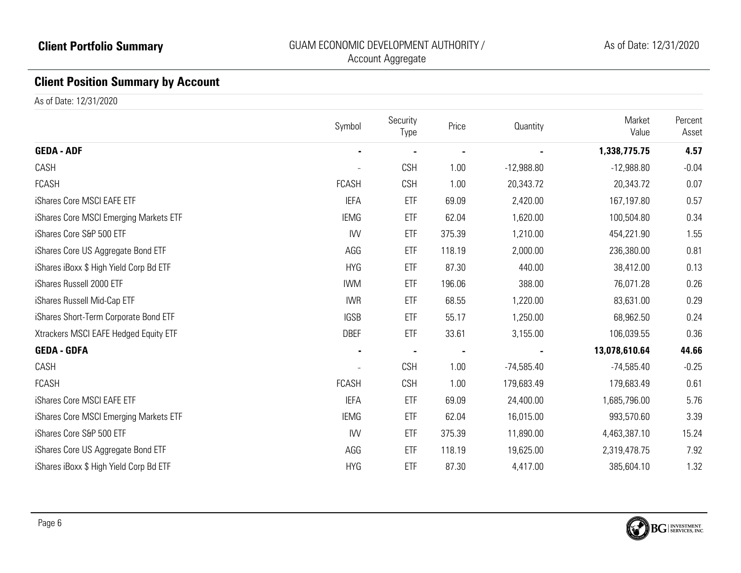## Client Portfolio Summary

GUAM ECONOMIC DEVELOPMENT AUTHORITY / Account Aggregate

As of Date: 12/31/2020

## Client Position Summary by Account

As of Date: 12/31/2020

| | Symbol | Security Type | Price | Quantity | Market Value | Percent Asset |
|---|---|---|---|---|---|---|
| **GEDA - ADF** | **-** | **-** | **-** | **-** | **1,338,775.75** | **4.57** |
| CASH | - | CSH | 1.00 | -12,988.80 | -12,988.80 | -0.04 |
| FCASH | FCASH | CSH | 1.00 | 20,343.72 | 20,343.72 | 0.07 |
| iShares Core MSCI EAFE ETF | IEFA | ETF | 69.09 | 2,420.00 | 167,197.80 | 0.57 |
| iShares Core MSCI Emerging Markets ETF | IEMG | ETF | 62.04 | 1,620.00 | 100,504.80 | 0.34 |
| iShares Core S&P 500 ETF | IVV | ETF | 375.39 | 1,210.00 | 454,221.90 | 1.55 |
| iShares Core US Aggregate Bond ETF | AGG | ETF | 118.19 | 2,000.00 | 236,380.00 | 0.81 |
| iShares iBoxx $ High Yield Corp Bd ETF | HYG | ETF | 87.30 | 440.00 | 38,412.00 | 0.13 |
| iShares Russell 2000 ETF | IWM | ETF | 196.06 | 388.00 | 76,071.28 | 0.26 |
| iShares Russell Mid-Cap ETF | IWR | ETF | 68.55 | 1,220.00 | 83,631.00 | 0.29 |
| iShares Short-Term Corporate Bond ETF | IGSB | ETF | 55.17 | 1,250.00 | 68,962.50 | 0.24 |
| Xtrackers MSCI EAFE Hedged Equity ETF | DBEF | ETF | 33.61 | 3,155.00 | 106,039.55 | 0.36 |
| **GEDA - GDFA** | **-** | **-** | **-** | **-** | **13,078,610.64** | **44.66** |
| CASH | - | CSH | 1.00 | -74,585.40 | -74,585.40 | -0.25 |
| FCASH | FCASH | CSH | 1.00 | 179,683.49 | 179,683.49 | 0.61 |
| iShares Core MSCI EAFE ETF | IEFA | ETF | 69.09 | 24,400.00 | 1,685,796.00 | 5.76 |
| iShares Core MSCI Emerging Markets ETF | IEMG | ETF | 62.04 | 16,015.00 | 993,570.60 | 3.39 |
| iShares Core S&P 500 ETF | IVV | ETF | 375.39 | 11,890.00 | 4,463,387.10 | 15.24 |
| iShares Core US Aggregate Bond ETF | AGG | ETF | 118.19 | 19,625.00 | 2,319,478.75 | 7.92 |
| iShares iBoxx $ High Yield Corp Bd ETF | HYG | ETF | 87.30 | 4,417.00 | 385,604.10 | 1.32 |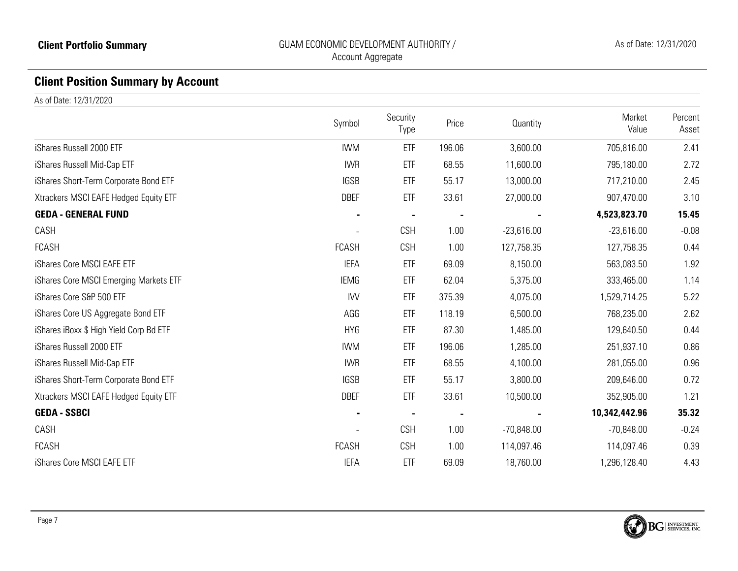## Client Position Summary by Account

As of Date: 12/31/2020

| | Symbol | Security Type | Price | Quantity | Market Value | Percent Asset |
|---|---|---|---|---|---|---|
| iShares Russell 2000 ETF | IWM | ETF | 196.06 | 3,600.00 | 705,816.00 | 2.41 |
| iShares Russell Mid-Cap ETF | IWR | ETF | 68.55 | 11,600.00 | 795,180.00 | 2.72 |
| iShares Short-Term Corporate Bond ETF | IGSB | ETF | 55.17 | 13,000.00 | 717,210.00 | 2.45 |
| Xtrackers MSCI EAFE Hedged Equity ETF | DBEF | ETF | 33.61 | 27,000.00 | 907,470.00 | 3.10 |
| **GEDA - GENERAL FUND** | **-** | **-** | **-** | **-** | **4,523,823.70** | **15.45** |
| CASH | - | CSH | 1.00 | -23,616.00 | -23,616.00 | -0.08 |
| FCASH | FCASH | CSH | 1.00 | 127,758.35 | 127,758.35 | 0.44 |
| iShares Core MSCI EAFE ETF | IEFA | ETF | 69.09 | 8,150.00 | 563,083.50 | 1.92 |
| iShares Core MSCI Emerging Markets ETF | IEMG | ETF | 62.04 | 5,375.00 | 333,465.00 | 1.14 |
| iShares Core S&P 500 ETF | IVV | ETF | 375.39 | 4,075.00 | 1,529,714.25 | 5.22 |
| iShares Core US Aggregate Bond ETF | AGG | ETF | 118.19 | 6,500.00 | 768,235.00 | 2.62 |
| iShares iBoxx $ High Yield Corp Bd ETF | HYG | ETF | 87.30 | 1,485.00 | 129,640.50 | 0.44 |
| iShares Russell 2000 ETF | IWM | ETF | 196.06 | 1,285.00 | 251,937.10 | 0.86 |
| iShares Russell Mid-Cap ETF | IWR | ETF | 68.55 | 4,100.00 | 281,055.00 | 0.96 |
| iShares Short-Term Corporate Bond ETF | IGSB | ETF | 55.17 | 3,800.00 | 209,646.00 | 0.72 |
| Xtrackers MSCI EAFE Hedged Equity ETF | DBEF | ETF | 33.61 | 10,500.00 | 352,905.00 | 1.21 |
| **GEDA - SSBCI** | **-** | **-** | **-** | **-** | **10,342,442.96** | **35.32** |
| CASH | - | CSH | 1.00 | -70,848.00 | -70,848.00 | -0.24 |
| FCASH | FCASH | CSH | 1.00 | 114,097.46 | 114,097.46 | 0.39 |
| iShares Core MSCI EAFE ETF | IEFA | ETF | 69.09 | 18,760.00 | 1,296,128.40 | 4.43 |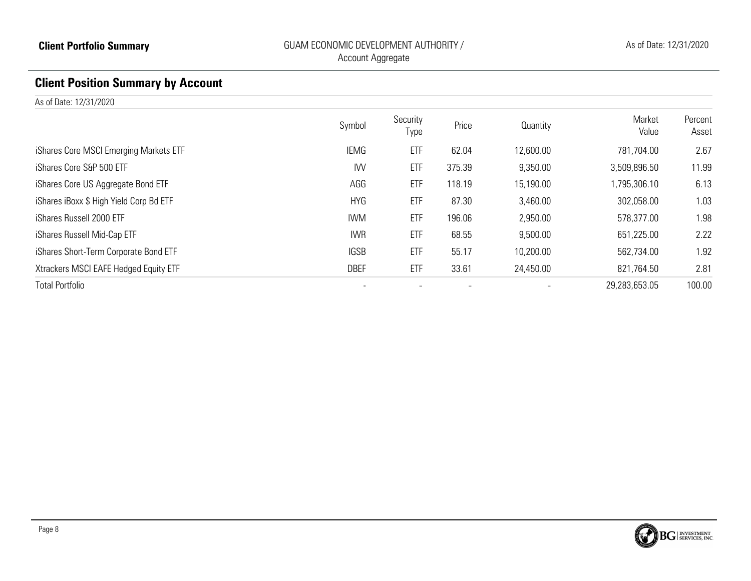## Client Position Summary by Account

As of Date: 12/31/2020

| | Symbol | Security Type | Price | Quantity | Market Value | Percent Asset |
|---|---|---|---|---|---|---|
| iShares Core MSCI Emerging Markets ETF | IEMG | ETF | 62.04 | 12,600.00 | 781,704.00 | 2.67 |
| iShares Core S&P 500 ETF | IVV | ETF | 375.39 | 9,350.00 | 3,509,896.50 | 11.99 |
| iShares Core US Aggregate Bond ETF | AGG | ETF | 118.19 | 15,190.00 | 1,795,306.10 | 6.13 |
| iShares iBoxx $ High Yield Corp Bd ETF | HYG | ETF | 87.30 | 3,460.00 | 302,058.00 | 1.03 |
| iShares Russell 2000 ETF | IWM | ETF | 196.06 | 2,950.00 | 578,377.00 | 1.98 |
| iShares Russell Mid-Cap ETF | IWR | ETF | 68.55 | 9,500.00 | 651,225.00 | 2.22 |
| iShares Short-Term Corporate Bond ETF | IGSB | ETF | 55.17 | 10,200.00 | 562,734.00 | 1.92 |
| Xtrackers MSCI EAFE Hedged Equity ETF | DBEF | ETF | 33.61 | 24,450.00 | 821,764.50 | 2.81 |
| Total Portfolio | - | - | - | - | 29,283,653.05 | 100.00 |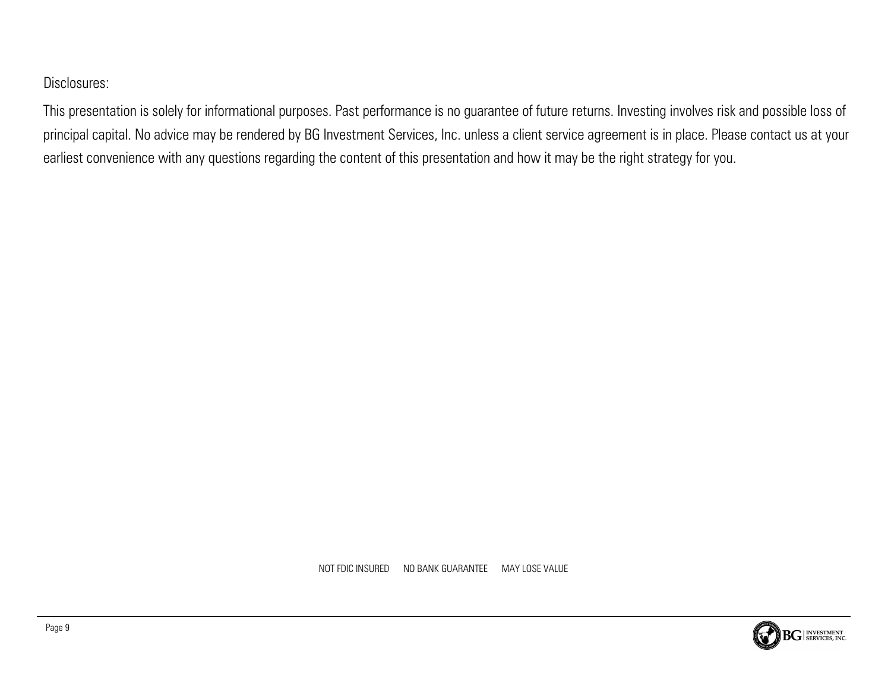Disclosures:

This presentation is solely for informational purposes. Past performance is no guarantee of future returns. Investing involves risk and possible loss of principal capital. No advice may be rendered by BG Investment Services, Inc. unless a client service agreement is in place. Please contact us at your earliest convenience with any questions regarding the content of this presentation and how it may be the right strategy for you.

NOT FDIC INSURED NO BANK GUARANTEE MAY LOSE VALUE